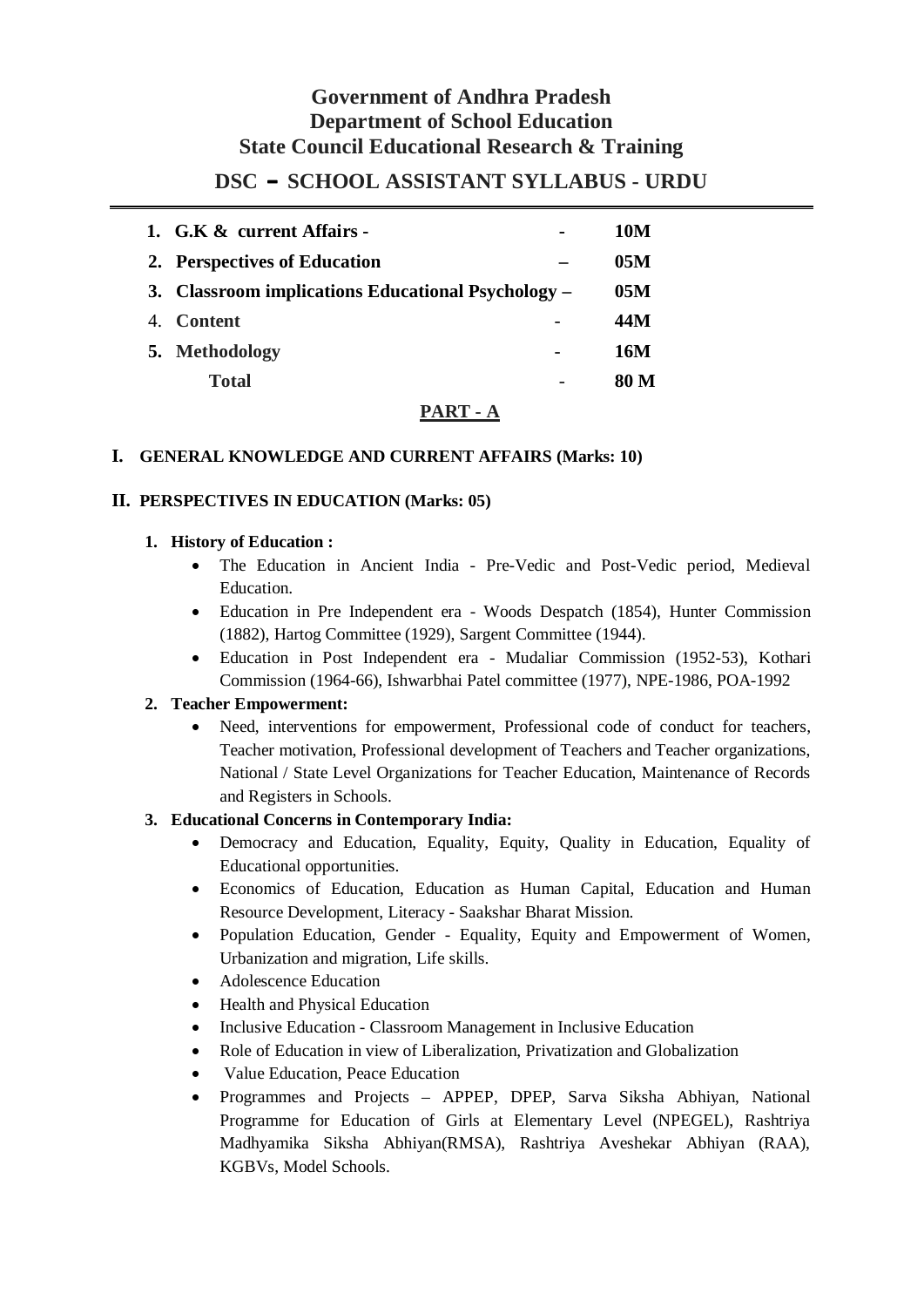# Government of Andhra Pradesh
# Department of School Education
# State Council Educational Research & Training

## DSC – SCHOOL ASSISTANT SYLLABUS - URDU

| | | | |
|---|---|---|---|
| **1.** | **G.K & current Affairs -** | **-** | **10M** |
| **2.** | **Perspectives of Education** | **–** | **05M** |
| **3.** | **Classroom implications Educational Psychology –** | | **05M** |
| 4. | **Content** | **-** | **44M** |
| **5.** | **Methodology** | **-** | **16M** |
| | **Total** | **-** | **80 M** |

## PART - A

### I. GENERAL KNOWLEDGE AND CURRENT AFFAIRS (Marks: 10)

### II. PERSPECTIVES IN EDUCATION (Marks: 05)

**1. History of Education :**

- The Education in Ancient India - Pre-Vedic and Post-Vedic period, Medieval Education.
- Education in Pre Independent era - Woods Despatch (1854), Hunter Commission (1882), Hartog Committee (1929), Sargent Committee (1944).
- Education in Post Independent era - Mudaliar Commission (1952-53), Kothari Commission (1964-66), Ishwarbhai Patel committee (1977), NPE-1986, POA-1992

**2. Teacher Empowerment:**

- Need, interventions for empowerment, Professional code of conduct for teachers, Teacher motivation, Professional development of Teachers and Teacher organizations, National / State Level Organizations for Teacher Education, Maintenance of Records and Registers in Schools.

**3. Educational Concerns in Contemporary India:**

- Democracy and Education, Equality, Equity, Quality in Education, Equality of Educational opportunities.
- Economics of Education, Education as Human Capital, Education and Human Resource Development, Literacy - Saakshar Bharat Mission.
- Population Education, Gender - Equality, Equity and Empowerment of Women, Urbanization and migration, Life skills.
- Adolescence Education
- Health and Physical Education
- Inclusive Education - Classroom Management in Inclusive Education
- Role of Education in view of Liberalization, Privatization and Globalization
- Value Education, Peace Education
- Programmes and Projects – APPEP, DPEP, Sarva Siksha Abhiyan, National Programme for Education of Girls at Elementary Level (NPEGEL), Rashtriya Madhyamika Siksha Abhiyan(RMSA), Rashtriya Aveshekar Abhiyan (RAA), KGBVs, Model Schools.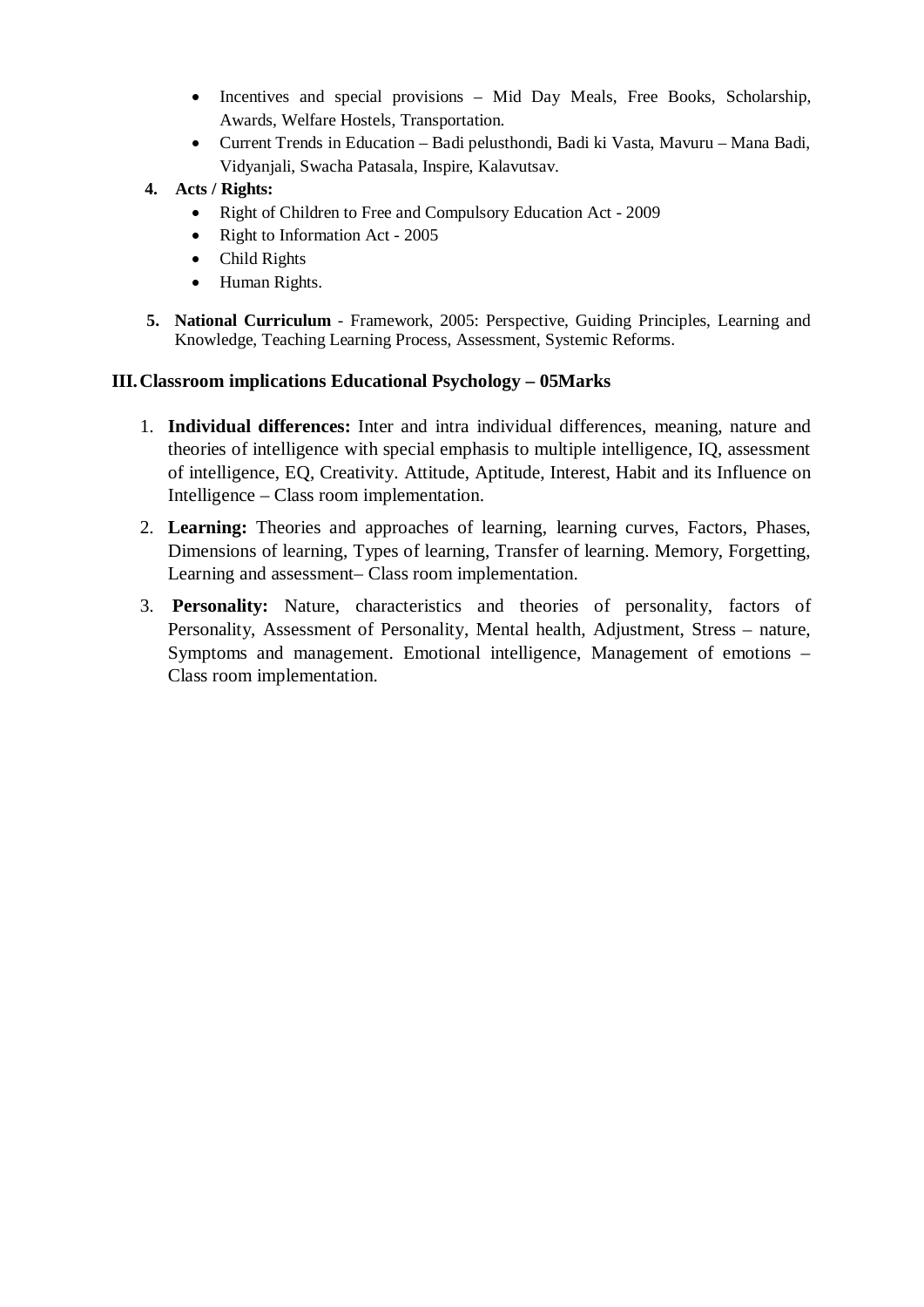- Incentives and special provisions – Mid Day Meals, Free Books, Scholarship, Awards, Welfare Hostels, Transportation.
- Current Trends in Education – Badi pelusthondi, Badi ki Vasta, Mavuru – Mana Badi, Vidyanjali, Swacha Patasala, Inspire, Kalavutsav.

4. **Acts / Rights:**
   - Right of Children to Free and Compulsory Education Act - 2009
   - Right to Information Act - 2005
   - Child Rights
   - Human Rights.

5. **National Curriculum** - Framework, 2005: Perspective, Guiding Principles, Learning and Knowledge, Teaching Learning Process, Assessment, Systemic Reforms.

## III. Classroom implications Educational Psychology – 05Marks

1. **Individual differences:** Inter and intra individual differences, meaning, nature and theories of intelligence with special emphasis to multiple intelligence, IQ, assessment of intelligence, EQ, Creativity. Attitude, Aptitude, Interest, Habit and its Influence on Intelligence – Class room implementation.
2. **Learning:** Theories and approaches of learning, learning curves, Factors, Phases, Dimensions of learning, Types of learning, Transfer of learning. Memory, Forgetting, Learning and assessment– Class room implementation.
3. **Personality:** Nature, characteristics and theories of personality, factors of Personality, Assessment of Personality, Mental health, Adjustment, Stress – nature, Symptoms and management. Emotional intelligence, Management of emotions – Class room implementation.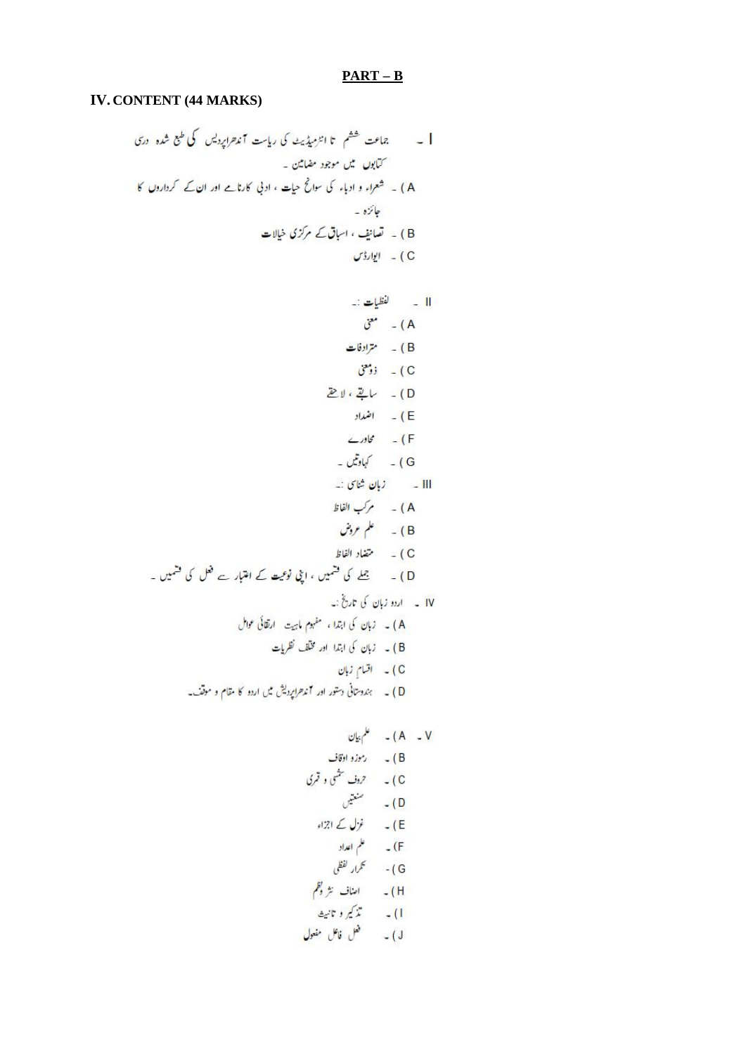**PART – B**

**IV. CONTENT (44 MARKS)**

I ۔ جماعت ششم تا انٹرمیڈیٹ کی ریاست آندھراپردیش کی طبع شدہ درسی کتابوں میں موجود مضامین ۔

A ) ۔ شعراء و ادباء کی سوانح حیات ، ادبی کارنامے اور ان کے کرداروں کا جائزہ ۔

B ) ۔ تصانیف ، اسباق کے مرکزی خیالات

C ) ۔ ایوارڈس

II ۔ لفظیات :۔

A ) ۔ معنی

B ) ۔ مترادفات

C ) ۔ ذومعنی

D ) ۔ سابقے ، لاحقے

E ) ۔ اضداد

F ) ۔ محاورے

G ) ۔ کہاوتیں ۔

III ۔ زبان شناسی :۔

A ) ۔ مرکب الفاظ

B ) ۔ علم عروض

C ) ۔ متضاد الفاظ

D ) ۔ جملے کی قسمیں ، اپنی نوعیت کے اعتبار سے فعل کی قسمیں ۔

IV ۔ اردو زبان کی تاریخ :۔

A ) ۔ زبان کی ابتدا ، مفہوم ماہیت ارتقائی عوامل

B ) ۔ زبان کی ابتدا اور مختلف نظریات

C ) ۔ اقسام زبان

D ) ۔ ہندوستانی دستور اور آندھراپردیش میں اردو کا مقام و موقف۔

V ۔ A ) ۔ علم بیان

B ) ۔ رموز و اوقاف

C ) ۔ حروف شمسی و قمری

D ) ۔ صنعتیں

E ) ۔ غزل کے اجزاء

F ) ۔ علم اعداد

G ) ۔ تکرار لفظی

H ) ۔ اصناف نثر و نظم

I ) ۔ تذکیر و تانیث

J ) ۔ فعل فاعل مفعول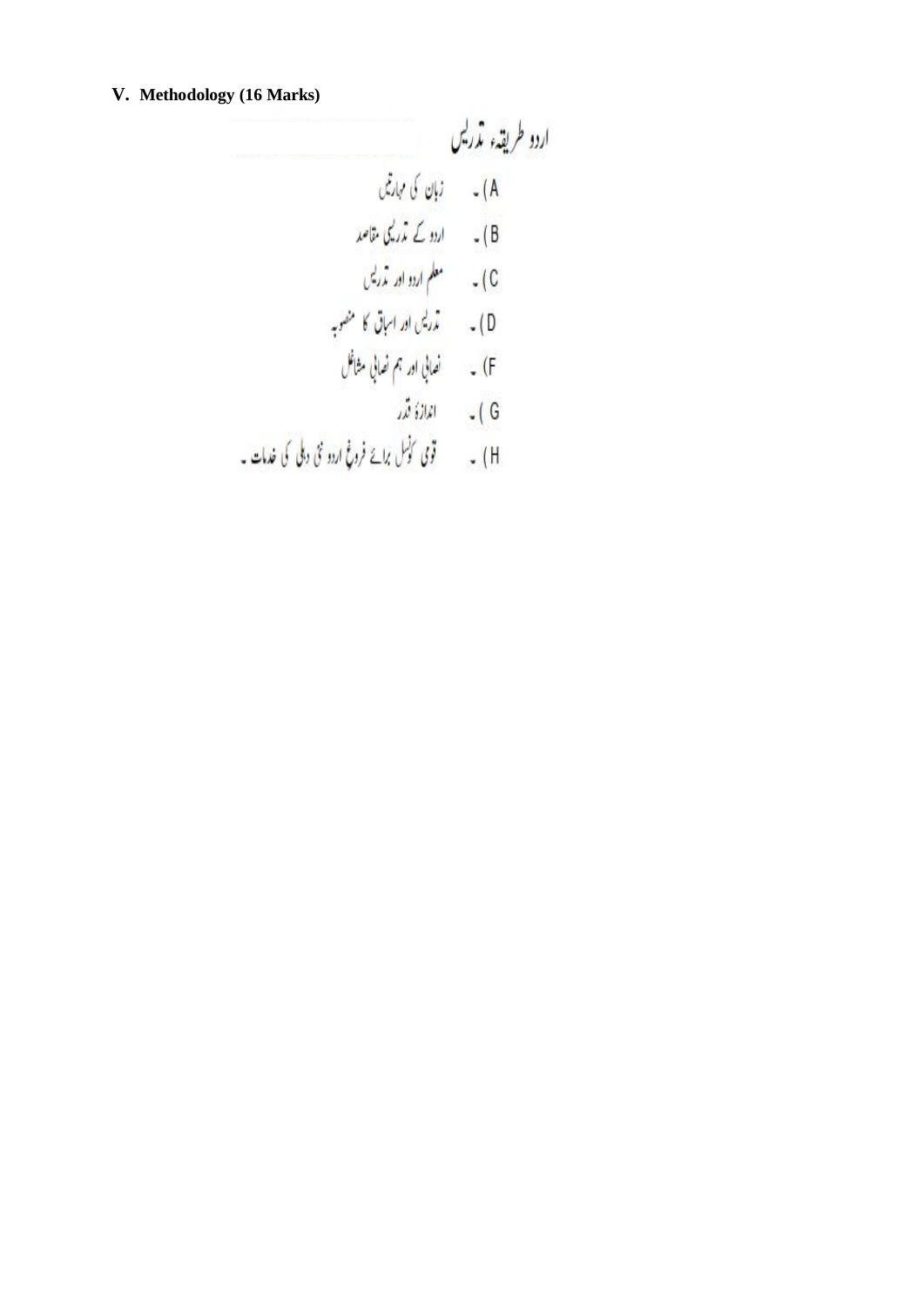## V. Methodology (16 Marks)

### اردو طریقہء تدریس

A) ۔ زبان کی مہارتیں

B) ۔ اردو کے تدریسی مقاصد

C) ۔ معلم اردو اور تدریس

D) ۔ تدریس اور اسباق کا منصوبہ

F) ۔ نصابی اور ہم نصابی مشاغل

G) ۔ اندازۂ قدر

H) ۔ قومی کونسل برائے فروغ اردو نئی دہلی کی خدمات ۔